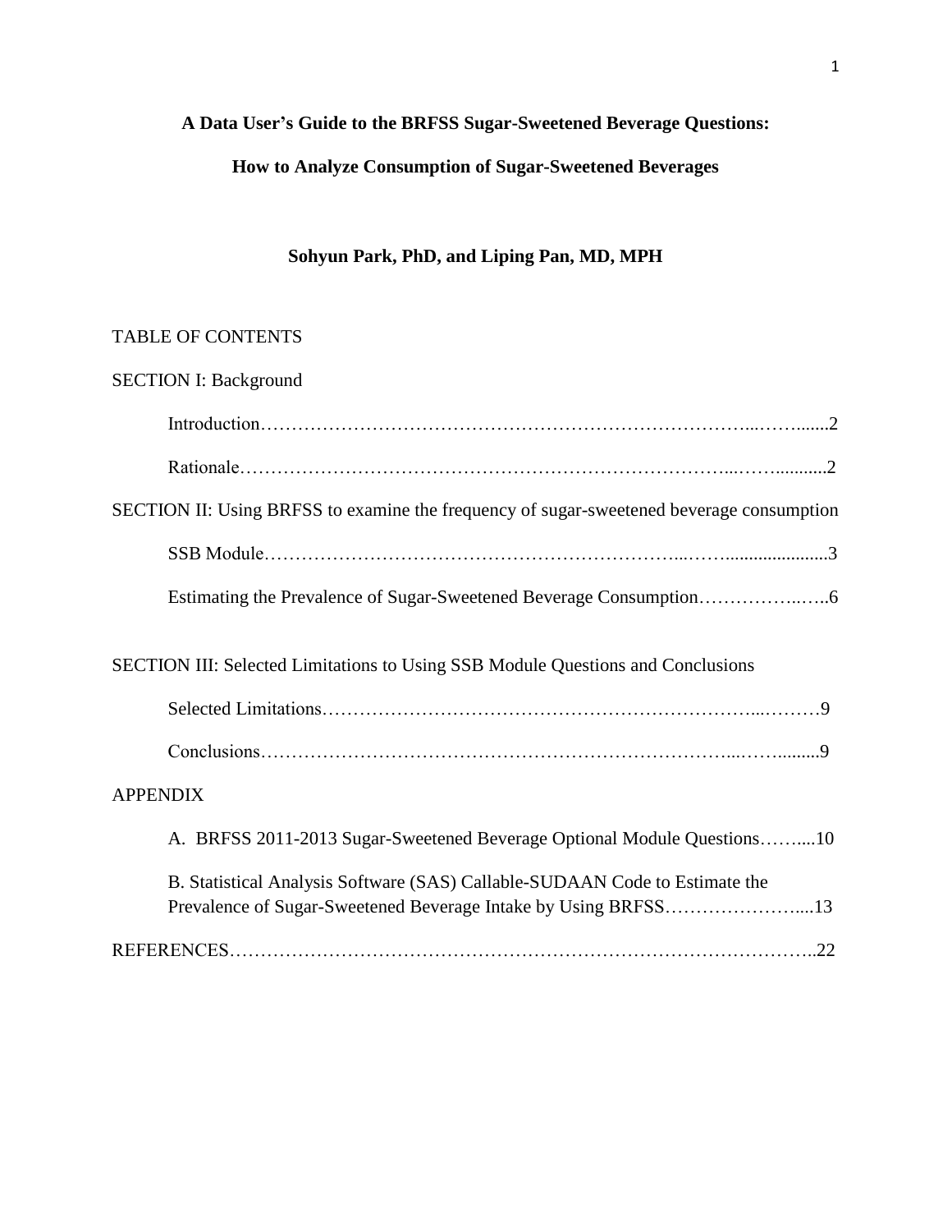# A Data User's Guide to the BRFSS Sugar-Sweetened Beverage Questions:

# How to Analyze Consumption of Sugar-Sweetened Beverages

**Sohyun Park, PhD, and Liping Pan, MD, MPH**

TABLE OF CONTENTS

SECTION I: Background

- Introduction……………………………………………………………………...……......2
- Rationale………………………………………………………………………...……...........2

SECTION II: Using BRFSS to examine the frequency of sugar-sweetened beverage consumption

- SSB Module…………………………………………………………...…….....................3
- Estimating the Prevalence of Sugar-Sweetened Beverage Consumption……………..…..6

SECTION III: Selected Limitations to Using SSB Module Questions and Conclusions

- Selected Limitations………………………………………………………………...………9
- Conclusions…………………………………………………………………...……........9

APPENDIX

- A. BRFSS 2011-2013 Sugar-Sweetened Beverage Optional Module Questions……....10
- B. Statistical Analysis Software (SAS) Callable-SUDAAN Code to Estimate the Prevalence of Sugar-Sweetened Beverage Intake by Using BRFSS…………………....13

REFERENCES……………………………………………………………………………………..22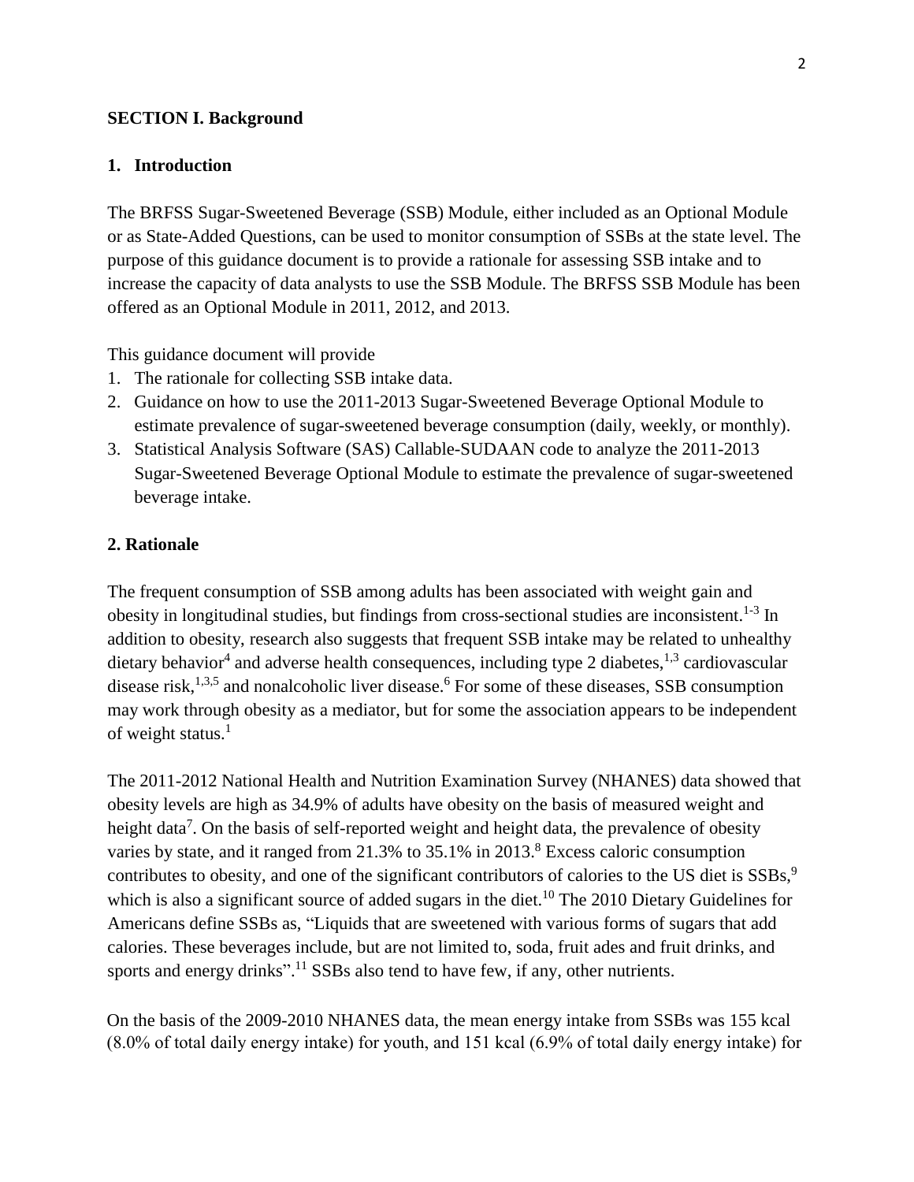## SECTION I. Background

### 1. Introduction

The BRFSS Sugar-Sweetened Beverage (SSB) Module, either included as an Optional Module or as State-Added Questions, can be used to monitor consumption of SSBs at the state level. The purpose of this guidance document is to provide a rationale for assessing SSB intake and to increase the capacity of data analysts to use the SSB Module. The BRFSS SSB Module has been offered as an Optional Module in 2011, 2012, and 2013.

This guidance document will provide

1. The rationale for collecting SSB intake data.
2. Guidance on how to use the 2011-2013 Sugar-Sweetened Beverage Optional Module to estimate prevalence of sugar-sweetened beverage consumption (daily, weekly, or monthly).
3. Statistical Analysis Software (SAS) Callable-SUDAAN code to analyze the 2011-2013 Sugar-Sweetened Beverage Optional Module to estimate the prevalence of sugar-sweetened beverage intake.

### 2. Rationale

The frequent consumption of SSB among adults has been associated with weight gain and obesity in longitudinal studies, but findings from cross-sectional studies are inconsistent.[1-3] In addition to obesity, research also suggests that frequent SSB intake may be related to unhealthy dietary behavior[4] and adverse health consequences, including type 2 diabetes,[1,3] cardiovascular disease risk,[1,3,5] and nonalcoholic liver disease.[6] For some of these diseases, SSB consumption may work through obesity as a mediator, but for some the association appears to be independent of weight status.[1]

The 2011-2012 National Health and Nutrition Examination Survey (NHANES) data showed that obesity levels are high as 34.9% of adults have obesity on the basis of measured weight and height data[7]. On the basis of self-reported weight and height data, the prevalence of obesity varies by state, and it ranged from 21.3% to 35.1% in 2013.[8] Excess caloric consumption contributes to obesity, and one of the significant contributors of calories to the US diet is SSBs,[9] which is also a significant source of added sugars in the diet.[10] The 2010 Dietary Guidelines for Americans define SSBs as, "Liquids that are sweetened with various forms of sugars that add calories. These beverages include, but are not limited to, soda, fruit ades and fruit drinks, and sports and energy drinks".[11] SSBs also tend to have few, if any, other nutrients.

On the basis of the 2009-2010 NHANES data, the mean energy intake from SSBs was 155 kcal (8.0% of total daily energy intake) for youth, and 151 kcal (6.9% of total daily energy intake) for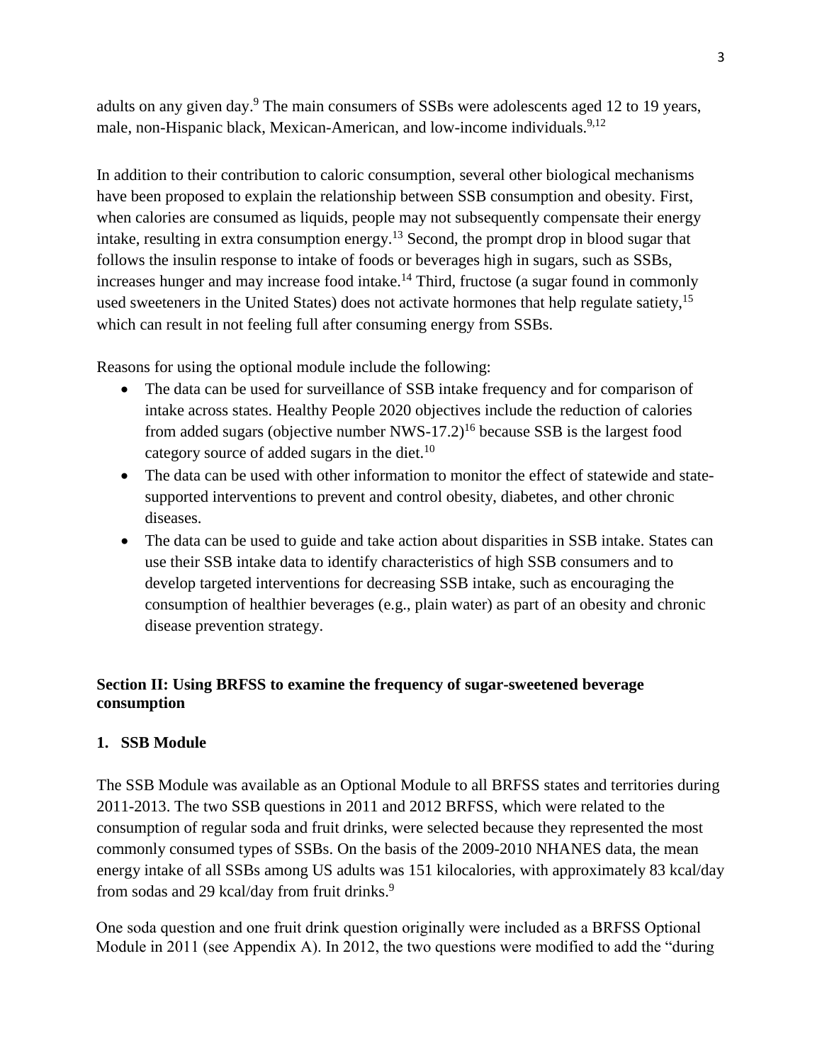adults on any given day.[9] The main consumers of SSBs were adolescents aged 12 to 19 years, male, non-Hispanic black, Mexican-American, and low-income individuals.[9,12]

In addition to their contribution to caloric consumption, several other biological mechanisms have been proposed to explain the relationship between SSB consumption and obesity. First, when calories are consumed as liquids, people may not subsequently compensate their energy intake, resulting in extra consumption energy.[13] Second, the prompt drop in blood sugar that follows the insulin response to intake of foods or beverages high in sugars, such as SSBs, increases hunger and may increase food intake.[14] Third, fructose (a sugar found in commonly used sweeteners in the United States) does not activate hormones that help regulate satiety,[15] which can result in not feeling full after consuming energy from SSBs.

Reasons for using the optional module include the following:

- The data can be used for surveillance of SSB intake frequency and for comparison of intake across states. Healthy People 2020 objectives include the reduction of calories from added sugars (objective number NWS-17.2)[16] because SSB is the largest food category source of added sugars in the diet.[10]
- The data can be used with other information to monitor the effect of statewide and state-supported interventions to prevent and control obesity, diabetes, and other chronic diseases.
- The data can be used to guide and take action about disparities in SSB intake. States can use their SSB intake data to identify characteristics of high SSB consumers and to develop targeted interventions for decreasing SSB intake, such as encouraging the consumption of healthier beverages (e.g., plain water) as part of an obesity and chronic disease prevention strategy.

## Section II: Using BRFSS to examine the frequency of sugar-sweetened beverage consumption

### 1. SSB Module

The SSB Module was available as an Optional Module to all BRFSS states and territories during 2011-2013. The two SSB questions in 2011 and 2012 BRFSS, which were related to the consumption of regular soda and fruit drinks, were selected because they represented the most commonly consumed types of SSBs. On the basis of the 2009-2010 NHANES data, the mean energy intake of all SSBs among US adults was 151 kilocalories, with approximately 83 kcal/day from sodas and 29 kcal/day from fruit drinks.[9]

One soda question and one fruit drink question originally were included as a BRFSS Optional Module in 2011 (see Appendix A). In 2012, the two questions were modified to add the "during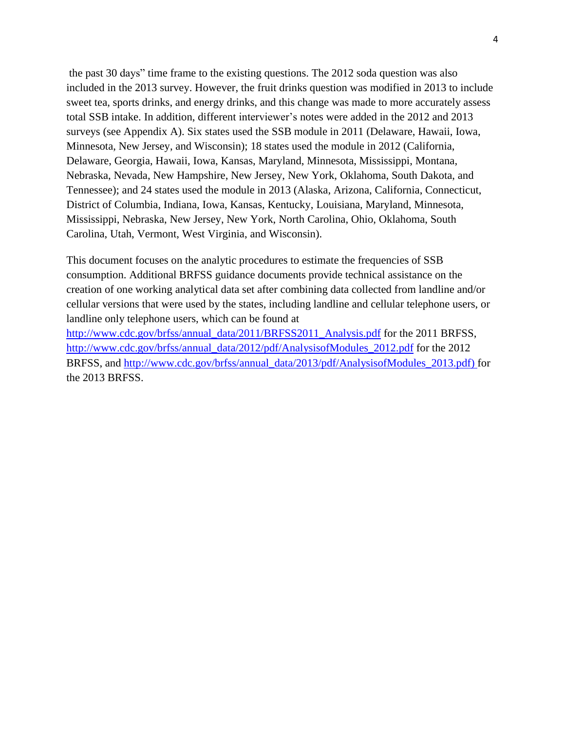the past 30 days" time frame to the existing questions. The 2012 soda question was also included in the 2013 survey. However, the fruit drinks question was modified in 2013 to include sweet tea, sports drinks, and energy drinks, and this change was made to more accurately assess total SSB intake. In addition, different interviewer's notes were added in the 2012 and 2013 surveys (see Appendix A). Six states used the SSB module in 2011 (Delaware, Hawaii, Iowa, Minnesota, New Jersey, and Wisconsin); 18 states used the module in 2012 (California, Delaware, Georgia, Hawaii, Iowa, Kansas, Maryland, Minnesota, Mississippi, Montana, Nebraska, Nevada, New Hampshire, New Jersey, New York, Oklahoma, South Dakota, and Tennessee); and 24 states used the module in 2013 (Alaska, Arizona, California, Connecticut, District of Columbia, Indiana, Iowa, Kansas, Kentucky, Louisiana, Maryland, Minnesota, Mississippi, Nebraska, New Jersey, New York, North Carolina, Ohio, Oklahoma, South Carolina, Utah, Vermont, West Virginia, and Wisconsin).

This document focuses on the analytic procedures to estimate the frequencies of SSB consumption. Additional BRFSS guidance documents provide technical assistance on the creation of one working analytical data set after combining data collected from landline and/or cellular versions that were used by the states, including landline and cellular telephone users, or landline only telephone users, which can be found at http://www.cdc.gov/brfss/annual_data/2011/BRFSS2011_Analysis.pdf for the 2011 BRFSS, http://www.cdc.gov/brfss/annual_data/2012/pdf/AnalysisofModules_2012.pdf for the 2012 BRFSS, and http://www.cdc.gov/brfss/annual_data/2013/pdf/AnalysisofModules_2013.pdf) for the 2013 BRFSS.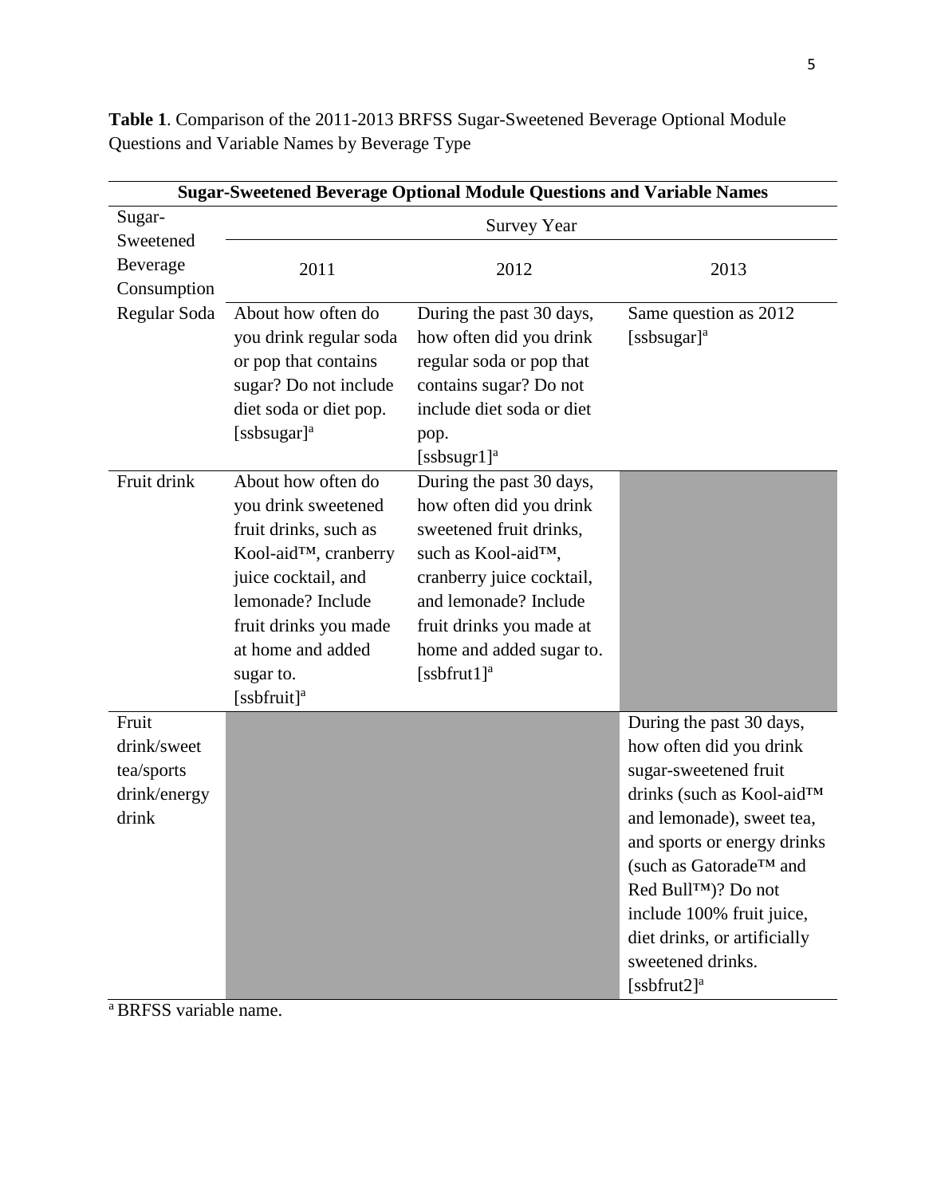**Table 1**. Comparison of the 2011-2013 BRFSS Sugar-Sweetened Beverage Optional Module Questions and Variable Names by Beverage Type

| Sugar-Sweetened Beverage Consumption | Survey Year | | |
|---|---|---|---|
| | 2011 | 2012 | 2013 |
| Regular Soda | About how often do you drink regular soda or pop that contains sugar? Do not include diet soda or diet pop. [ssbsugar][a] | During the past 30 days, how often did you drink regular soda or pop that contains sugar? Do not include diet soda or diet pop. [ssbsugr1][a] | Same question as 2012 [ssbsugar][a] |
| Fruit drink | About how often do you drink sweetened fruit drinks, such as Kool-aid™, cranberry juice cocktail, and lemonade? Include fruit drinks you made at home and added sugar to. [ssbfruit][a] | During the past 30 days, how often did you drink sweetened fruit drinks, such as Kool-aid™, cranberry juice cocktail, and lemonade? Include fruit drinks you made at home and added sugar to. [ssbfrut1][a] | |
| Fruit drink/sweet tea/sports drink/energy drink | | | During the past 30 days, how often did you drink sugar-sweetened fruit drinks (such as Kool-aid™ and lemonade), sweet tea, and sports or energy drinks (such as Gatorade™ and Red Bull™)? Do not include 100% fruit juice, diet drinks, or artificially sweetened drinks. [ssbfrut2][a] |

[a] BRFSS variable name.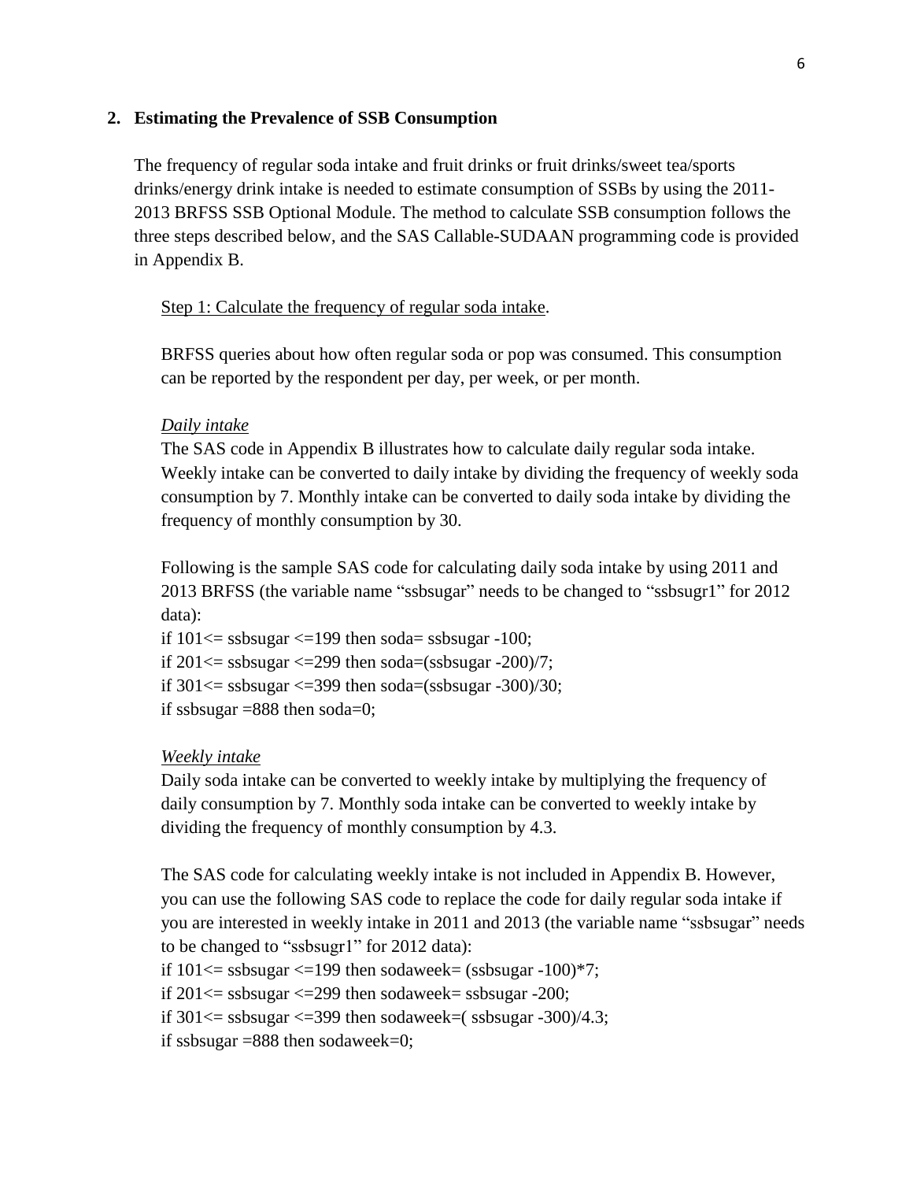## 2. Estimating the Prevalence of SSB Consumption

The frequency of regular soda intake and fruit drinks or fruit drinks/sweet tea/sports drinks/energy drink intake is needed to estimate consumption of SSBs by using the 2011-2013 BRFSS SSB Optional Module. The method to calculate SSB consumption follows the three steps described below, and the SAS Callable-SUDAAN programming code is provided in Appendix B.

<u>Step 1: Calculate the frequency of regular soda intake</u>.

BRFSS queries about how often regular soda or pop was consumed. This consumption can be reported by the respondent per day, per week, or per month.

*Daily intake*

The SAS code in Appendix B illustrates how to calculate daily regular soda intake. Weekly intake can be converted to daily intake by dividing the frequency of weekly soda consumption by 7. Monthly intake can be converted to daily soda intake by dividing the frequency of monthly consumption by 30.

Following is the sample SAS code for calculating daily soda intake by using 2011 and 2013 BRFSS (the variable name "ssbsugar" needs to be changed to "ssbsugr1" for 2012 data):

```
if 101<= ssbsugar <=199 then soda= ssbsugar -100;
if 201<= ssbsugar <=299 then soda=(ssbsugar -200)/7;
if 301<= ssbsugar <=399 then soda=(ssbsugar -300)/30;
if ssbsugar =888 then soda=0;
```

*Weekly intake*

Daily soda intake can be converted to weekly intake by multiplying the frequency of daily consumption by 7. Monthly soda intake can be converted to weekly intake by dividing the frequency of monthly consumption by 4.3.

The SAS code for calculating weekly intake is not included in Appendix B. However, you can use the following SAS code to replace the code for daily regular soda intake if you are interested in weekly intake in 2011 and 2013 (the variable name "ssbsugar" needs to be changed to "ssbsugr1" for 2012 data):

```
if 101<= ssbsugar <=199 then sodaweek= (ssbsugar -100)*7;
if 201<= ssbsugar <=299 then sodaweek= ssbsugar -200;
if 301<= ssbsugar <=399 then sodaweek=( ssbsugar -300)/4.3;
if ssbsugar =888 then sodaweek=0;
```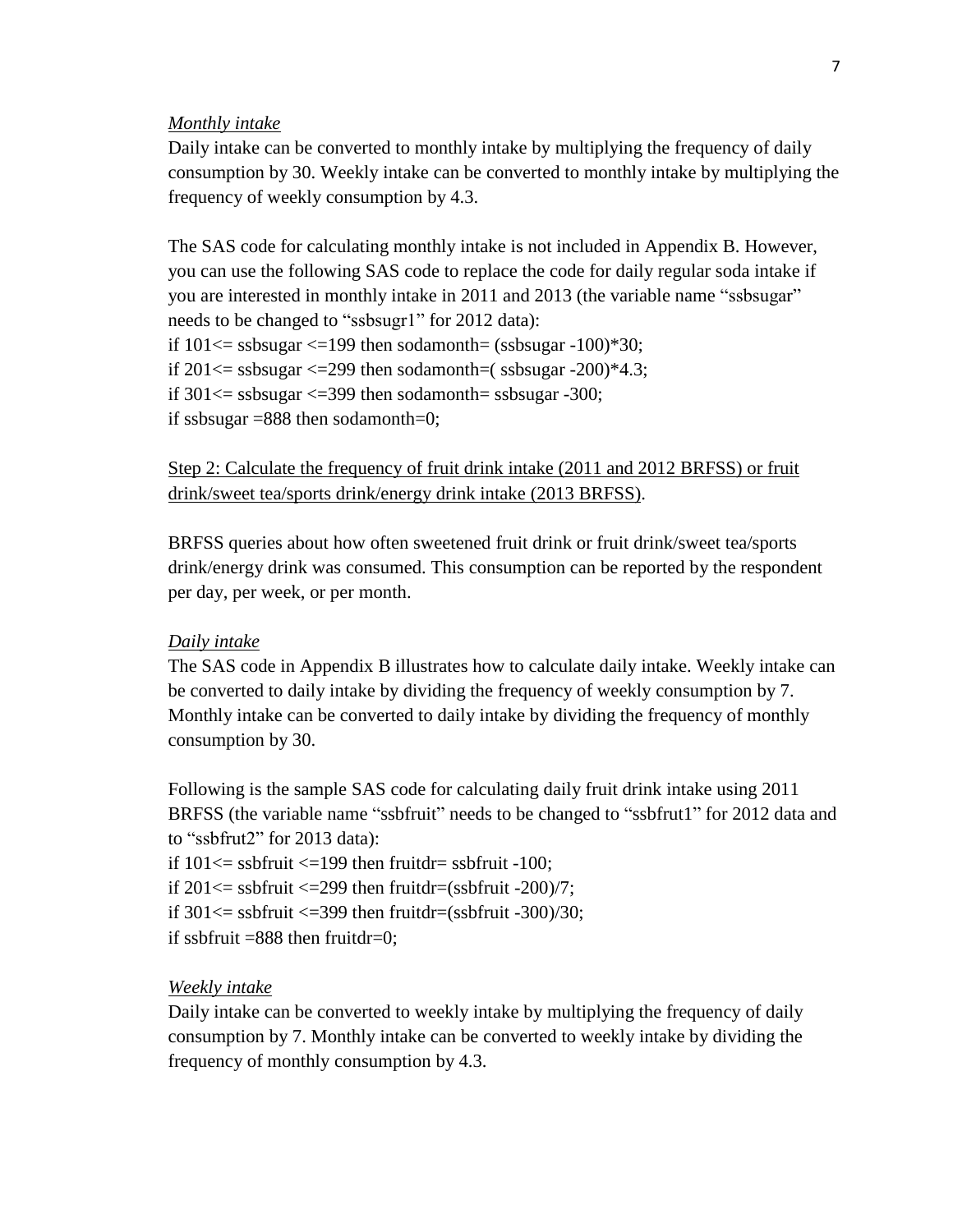*Monthly intake*

Daily intake can be converted to monthly intake by multiplying the frequency of daily consumption by 30. Weekly intake can be converted to monthly intake by multiplying the frequency of weekly consumption by 4.3.

The SAS code for calculating monthly intake is not included in Appendix B. However, you can use the following SAS code to replace the code for daily regular soda intake if you are interested in monthly intake in 2011 and 2013 (the variable name "ssbsugar" needs to be changed to "ssbsugr1" for 2012 data):

```
if 101<= ssbsugar <=199 then sodamonth= (ssbsugar -100)*30;
if 201<= ssbsugar <=299 then sodamonth=( ssbsugar -200)*4.3;
if 301<= ssbsugar <=399 then sodamonth= ssbsugar -300;
if ssbsugar =888 then sodamonth=0;
```

Step 2: Calculate the frequency of fruit drink intake (2011 and 2012 BRFSS) or fruit drink/sweet tea/sports drink/energy drink intake (2013 BRFSS).

BRFSS queries about how often sweetened fruit drink or fruit drink/sweet tea/sports drink/energy drink was consumed. This consumption can be reported by the respondent per day, per week, or per month.

*Daily intake*

The SAS code in Appendix B illustrates how to calculate daily intake. Weekly intake can be converted to daily intake by dividing the frequency of weekly consumption by 7. Monthly intake can be converted to daily intake by dividing the frequency of monthly consumption by 30.

Following is the sample SAS code for calculating daily fruit drink intake using 2011 BRFSS (the variable name "ssbfruit" needs to be changed to "ssbfrut1" for 2012 data and to "ssbfrut2" for 2013 data):

```
if 101<= ssbfruit <=199 then fruitdr= ssbfruit -100;
if 201<= ssbfruit <=299 then fruitdr=(ssbfruit -200)/7;
if 301<= ssbfruit <=399 then fruitdr=(ssbfruit -300)/30;
if ssbfruit =888 then fruitdr=0;
```

*Weekly intake*

Daily intake can be converted to weekly intake by multiplying the frequency of daily consumption by 7. Monthly intake can be converted to weekly intake by dividing the frequency of monthly consumption by 4.3.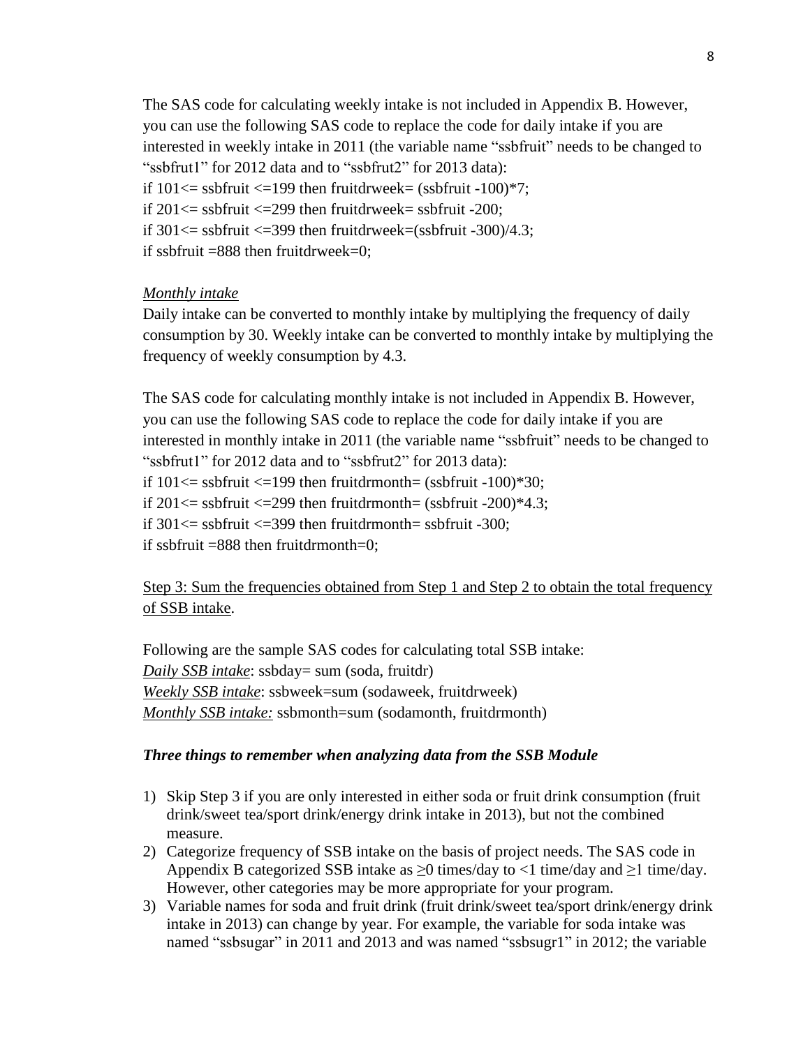The SAS code for calculating weekly intake is not included in Appendix B. However, you can use the following SAS code to replace the code for daily intake if you are interested in weekly intake in 2011 (the variable name "ssbfruit" needs to be changed to "ssbfrut1" for 2012 data and to "ssbfrut2" for 2013 data):

```
if 101<= ssbfruit <=199 then fruitdrweek= (ssbfruit -100)*7;
if 201<= ssbfruit <=299 then fruitdrweek= ssbfruit -200;
if 301<= ssbfruit <=399 then fruitdrweek=(ssbfruit -300)/4.3;
if ssbfruit =888 then fruitdrweek=0;
```

*Monthly intake*

Daily intake can be converted to monthly intake by multiplying the frequency of daily consumption by 30. Weekly intake can be converted to monthly intake by multiplying the frequency of weekly consumption by 4.3.

The SAS code for calculating monthly intake is not included in Appendix B. However, you can use the following SAS code to replace the code for daily intake if you are interested in monthly intake in 2011 (the variable name "ssbfruit" needs to be changed to "ssbfrut1" for 2012 data and to "ssbfrut2" for 2013 data):

```
if 101<= ssbfruit <=199 then fruitdrmonth= (ssbfruit -100)*30;
if 201<= ssbfruit <=299 then fruitdrmonth= (ssbfruit -200)*4.3;
if 301<= ssbfruit <=399 then fruitdrmonth= ssbfruit -300;
if ssbfruit =888 then fruitdrmonth=0;
```

Step 3: Sum the frequencies obtained from Step 1 and Step 2 to obtain the total frequency of SSB intake.

Following are the sample SAS codes for calculating total SSB intake:

*Daily SSB intake*: ssbday= sum (soda, fruitdr)
*Weekly SSB intake*: ssbweek=sum (sodaweek, fruitdrweek)
*Monthly SSB intake:* ssbmonth=sum (sodamonth, fruitdrmonth)

***Three things to remember when analyzing data from the SSB Module***

1) Skip Step 3 if you are only interested in either soda or fruit drink consumption (fruit drink/sweet tea/sport drink/energy drink intake in 2013), but not the combined measure.
2) Categorize frequency of SSB intake on the basis of project needs. The SAS code in Appendix B categorized SSB intake as ≥0 times/day to <1 time/day and ≥1 time/day. However, other categories may be more appropriate for your program.
3) Variable names for soda and fruit drink (fruit drink/sweet tea/sport drink/energy drink intake in 2013) can change by year. For example, the variable for soda intake was named "ssbsugar" in 2011 and 2013 and was named "ssbsugr1" in 2012; the variable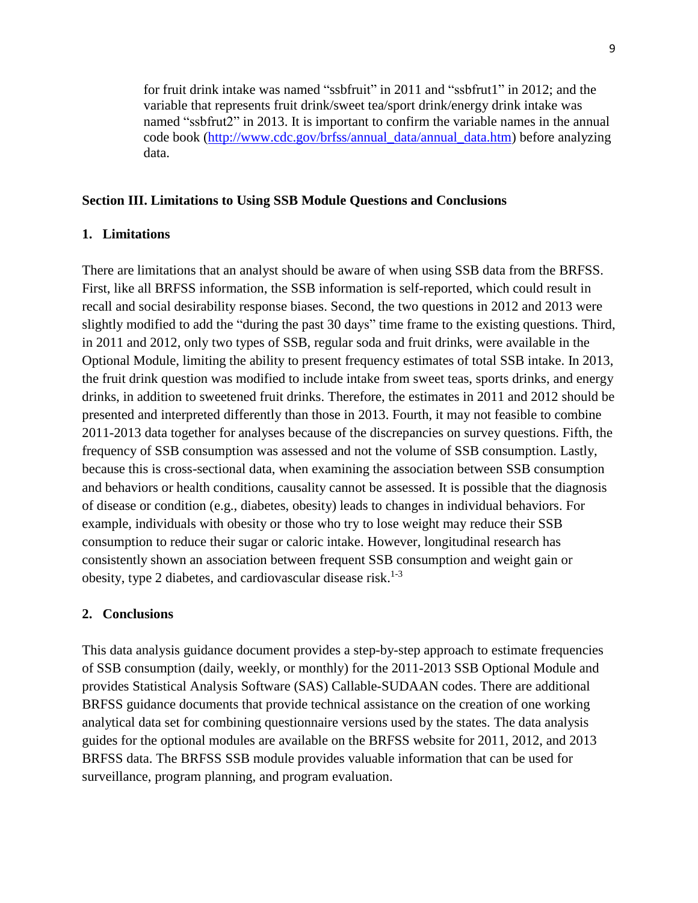for fruit drink intake was named "ssbfruit" in 2011 and "ssbfrut1" in 2012; and the variable that represents fruit drink/sweet tea/sport drink/energy drink intake was named "ssbfrut2" in 2013. It is important to confirm the variable names in the annual code book (http://www.cdc.gov/brfss/annual_data/annual_data.htm) before analyzing data.

## Section III. Limitations to Using SSB Module Questions and Conclusions

### 1. Limitations

There are limitations that an analyst should be aware of when using SSB data from the BRFSS. First, like all BRFSS information, the SSB information is self-reported, which could result in recall and social desirability response biases. Second, the two questions in 2012 and 2013 were slightly modified to add the "during the past 30 days" time frame to the existing questions. Third, in 2011 and 2012, only two types of SSB, regular soda and fruit drinks, were available in the Optional Module, limiting the ability to present frequency estimates of total SSB intake. In 2013, the fruit drink question was modified to include intake from sweet teas, sports drinks, and energy drinks, in addition to sweetened fruit drinks. Therefore, the estimates in 2011 and 2012 should be presented and interpreted differently than those in 2013. Fourth, it may not feasible to combine 2011-2013 data together for analyses because of the discrepancies on survey questions. Fifth, the frequency of SSB consumption was assessed and not the volume of SSB consumption. Lastly, because this is cross-sectional data, when examining the association between SSB consumption and behaviors or health conditions, causality cannot be assessed. It is possible that the diagnosis of disease or condition (e.g., diabetes, obesity) leads to changes in individual behaviors. For example, individuals with obesity or those who try to lose weight may reduce their SSB consumption to reduce their sugar or caloric intake. However, longitudinal research has consistently shown an association between frequent SSB consumption and weight gain or obesity, type 2 diabetes, and cardiovascular disease risk.[1-3]

### 2. Conclusions

This data analysis guidance document provides a step-by-step approach to estimate frequencies of SSB consumption (daily, weekly, or monthly) for the 2011-2013 SSB Optional Module and provides Statistical Analysis Software (SAS) Callable-SUDAAN codes. There are additional BRFSS guidance documents that provide technical assistance on the creation of one working analytical data set for combining questionnaire versions used by the states. The data analysis guides for the optional modules are available on the BRFSS website for 2011, 2012, and 2013 BRFSS data. The BRFSS SSB module provides valuable information that can be used for surveillance, program planning, and program evaluation.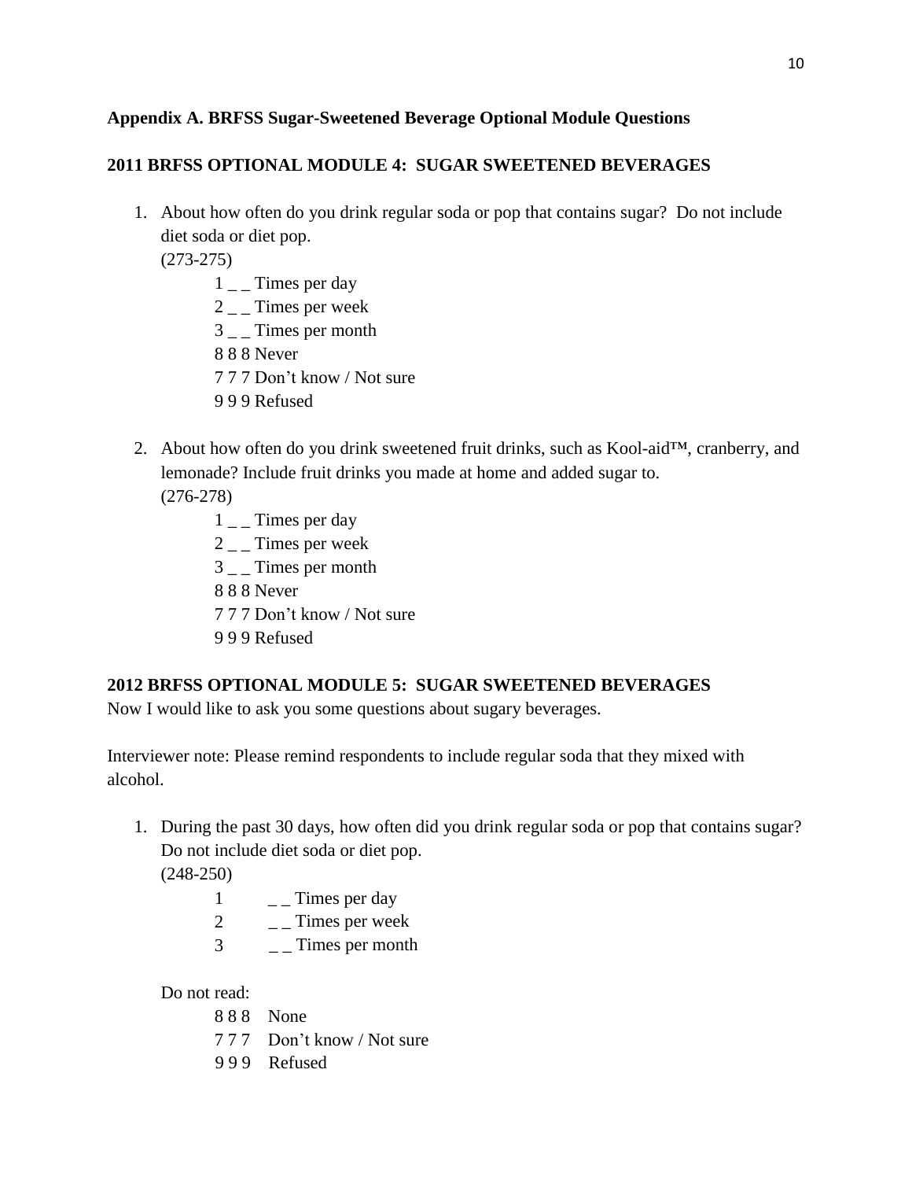**Appendix A. BRFSS Sugar-Sweetened Beverage Optional Module Questions**

**2011 BRFSS OPTIONAL MODULE 4: SUGAR SWEETENED BEVERAGES**

1. About how often do you drink regular soda or pop that contains sugar? Do not include diet soda or diet pop.
   (273-275)
   - 1 _ _ Times per day
   - 2 _ _ Times per week
   - 3 _ _ Times per month
   - 8 8 8 Never
   - 7 7 7 Don't know / Not sure
   - 9 9 9 Refused

2. About how often do you drink sweetened fruit drinks, such as Kool-aid™, cranberry, and lemonade? Include fruit drinks you made at home and added sugar to.
   (276-278)
   - 1 _ _ Times per day
   - 2 _ _ Times per week
   - 3 _ _ Times per month
   - 8 8 8 Never
   - 7 7 7 Don't know / Not sure
   - 9 9 9 Refused

**2012 BRFSS OPTIONAL MODULE 5: SUGAR SWEETENED BEVERAGES**

Now I would like to ask you some questions about sugary beverages.

Interviewer note: Please remind respondents to include regular soda that they mixed with alcohol.

1. During the past 30 days, how often did you drink regular soda or pop that contains sugar? Do not include diet soda or diet pop.
   (248-250)
   - 1 _ _ Times per day
   - 2 _ _ Times per week
   - 3 _ _ Times per month

   Do not read:
   - 8 8 8 None
   - 7 7 7 Don't know / Not sure
   - 9 9 9 Refused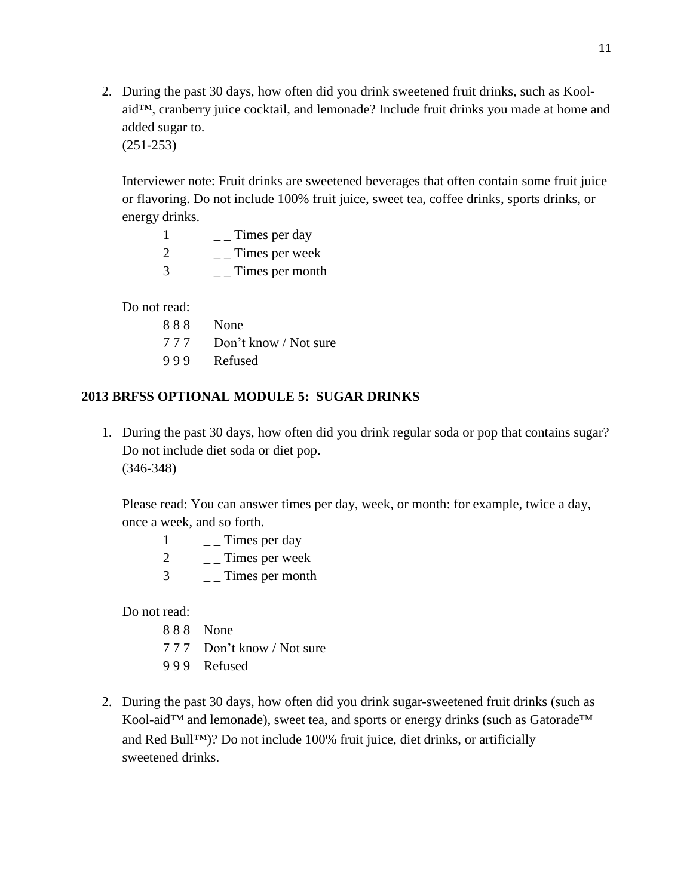2. During the past 30 days, how often did you drink sweetened fruit drinks, such as Kool-aid™, cranberry juice cocktail, and lemonade? Include fruit drinks you made at home and added sugar to.
(251-253)

   Interviewer note: Fruit drinks are sweetened beverages that often contain some fruit juice or flavoring. Do not include 100% fruit juice, sweet tea, coffee drinks, sports drinks, or energy drinks.

   1 _ _ Times per day
   2 _ _ Times per week
   3 _ _ Times per month

   Do not read:

   8 8 8 None
   7 7 7 Don't know / Not sure
   9 9 9 Refused

**2013 BRFSS OPTIONAL MODULE 5: SUGAR DRINKS**

1. During the past 30 days, how often did you drink regular soda or pop that contains sugar? Do not include diet soda or diet pop.
(346-348)

   Please read: You can answer times per day, week, or month: for example, twice a day, once a week, and so forth.

   1 _ _ Times per day
   2 _ _ Times per week
   3 _ _ Times per month

   Do not read:

   8 8 8 None
   7 7 7 Don't know / Not sure
   9 9 9 Refused

2. During the past 30 days, how often did you drink sugar-sweetened fruit drinks (such as Kool-aid™ and lemonade), sweet tea, and sports or energy drinks (such as Gatorade™ and Red Bull™)? Do not include 100% fruit juice, diet drinks, or artificially sweetened drinks.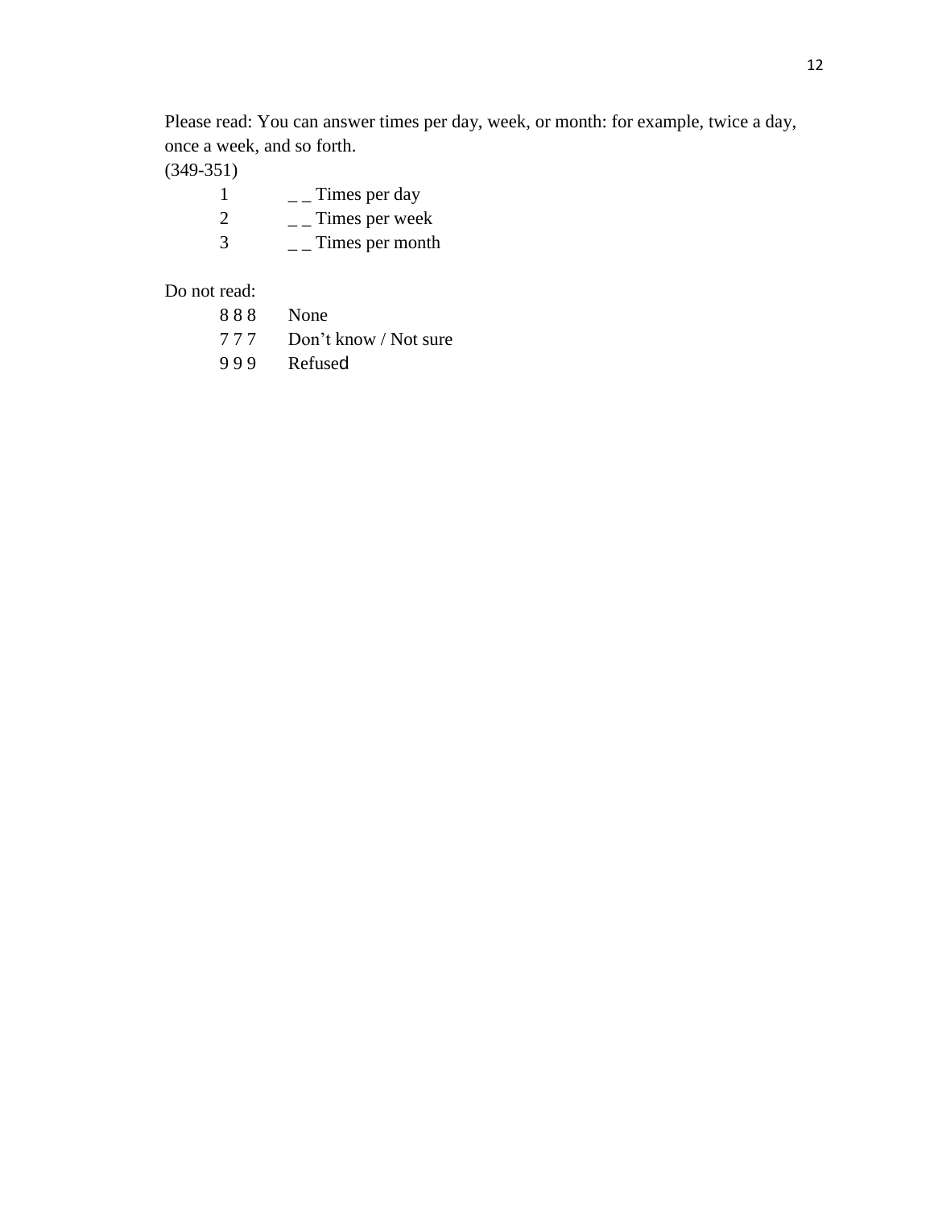Please read: You can answer times per day, week, or month: for example, twice a day, once a week, and so forth.

(349-351)

1 _ _ Times per day

2 _ _ Times per week

3 _ _ Times per month

Do not read:

8 8 8 None

7 7 7 Don't know / Not sure

9 9 9 Refused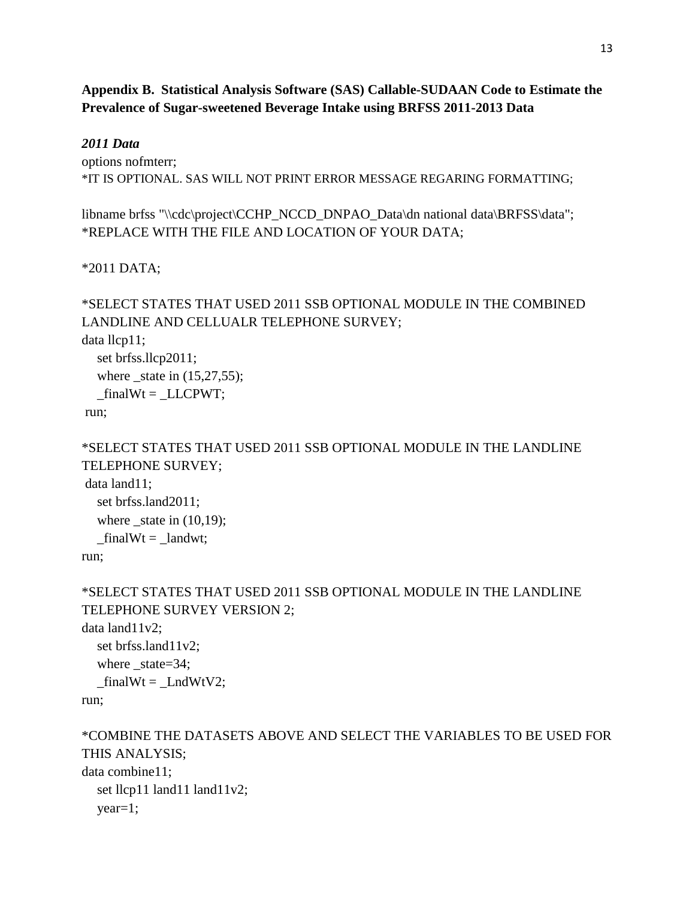**Appendix B. Statistical Analysis Software (SAS) Callable-SUDAAN Code to Estimate the Prevalence of Sugar-sweetened Beverage Intake using BRFSS 2011-2013 Data**

***2011 Data***

```
options nofmterr;
*IT IS OPTIONAL. SAS WILL NOT PRINT ERROR MESSAGE REGARING FORMATTING;

libname brfss "\\cdc\project\CCHP_NCCD_DNPAO_Data\dn national data\BRFSS\data";
*REPLACE WITH THE FILE AND LOCATION OF YOUR DATA;

*2011 DATA;

*SELECT STATES THAT USED 2011 SSB OPTIONAL MODULE IN THE COMBINED
LANDLINE AND CELLUALR TELEPHONE SURVEY;
data llcp11;
   set brfss.llcp2011;
   where _state in (15,27,55);
   _finalWt = _LLCPWT;
 run;

*SELECT STATES THAT USED 2011 SSB OPTIONAL MODULE IN THE LANDLINE
TELEPHONE SURVEY;
 data land11;
   set brfss.land2011;
   where _state in (10,19);
   _finalWt = _landwt;
run;

*SELECT STATES THAT USED 2011 SSB OPTIONAL MODULE IN THE LANDLINE
TELEPHONE SURVEY VERSION 2;
data land11v2;
   set brfss.land11v2;
   where _state=34;
   _finalWt = _LndWtV2;
run;

*COMBINE THE DATASETS ABOVE AND SELECT THE VARIABLES TO BE USED FOR
THIS ANALYSIS;
data combine11;
   set llcp11 land11 land11v2;
   year=1;
```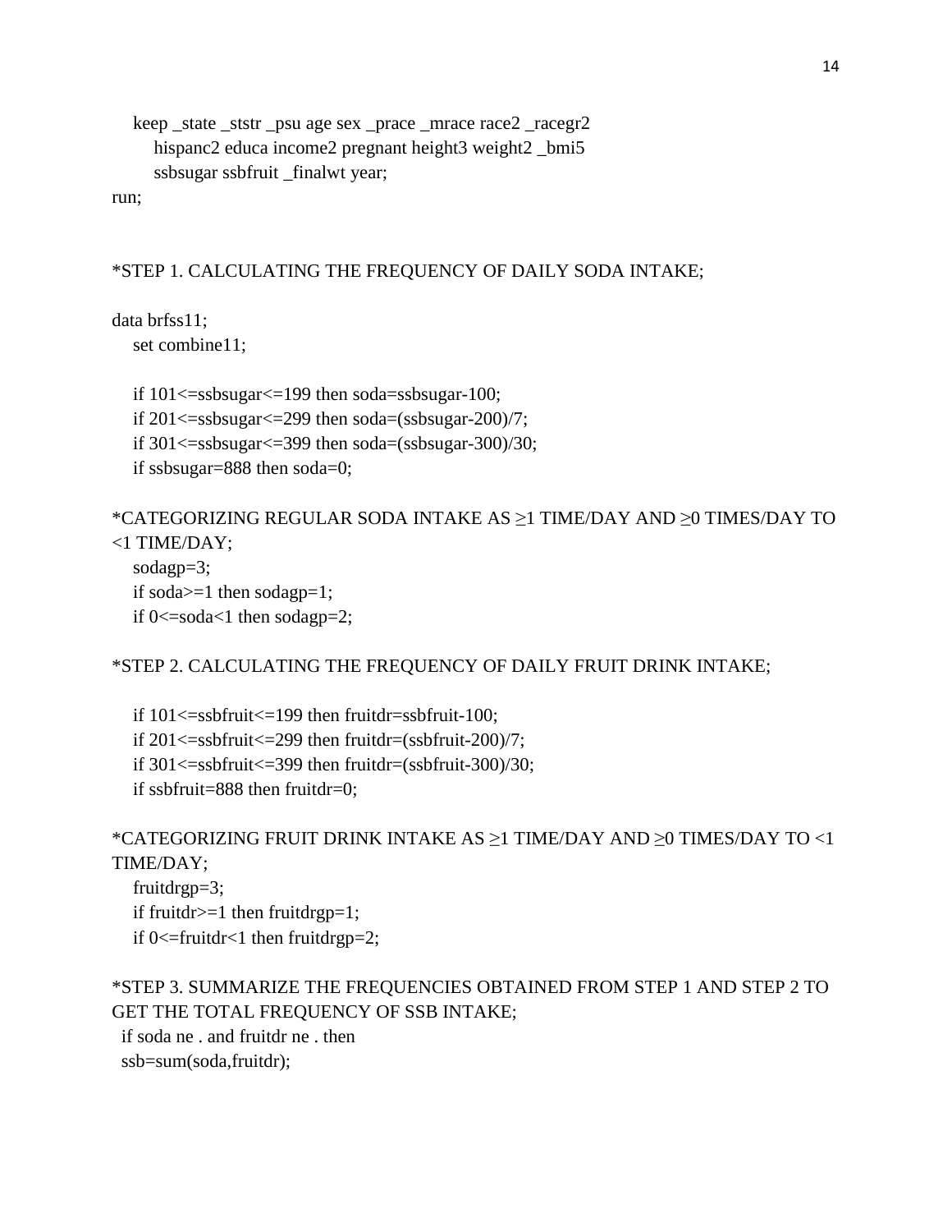```
   keep _state _ststr _psu age sex _prace _mrace race2 _racegr2
      hispanc2 educa income2 pregnant height3 weight2 _bmi5
      ssbsugar ssbfruit _finalwt year;
run;


*STEP 1. CALCULATING THE FREQUENCY OF DAILY SODA INTAKE;

data brfss11;
   set combine11;

   if 101<=ssbsugar<=199 then soda=ssbsugar-100;
   if 201<=ssbsugar<=299 then soda=(ssbsugar-200)/7;
   if 301<=ssbsugar<=399 then soda=(ssbsugar-300)/30;
   if ssbsugar=888 then soda=0;

*CATEGORIZING REGULAR SODA INTAKE AS ≥1 TIME/DAY AND ≥0 TIMES/DAY TO
<1 TIME/DAY;
   sodagp=3;
   if soda>=1 then sodagp=1;
   if 0<=soda<1 then sodagp=2;

*STEP 2. CALCULATING THE FREQUENCY OF DAILY FRUIT DRINK INTAKE;

   if 101<=ssbfruit<=199 then fruitdr=ssbfruit-100;
   if 201<=ssbfruit<=299 then fruitdr=(ssbfruit-200)/7;
   if 301<=ssbfruit<=399 then fruitdr=(ssbfruit-300)/30;
   if ssbfruit=888 then fruitdr=0;

*CATEGORIZING FRUIT DRINK INTAKE AS ≥1 TIME/DAY AND ≥0 TIMES/DAY TO <1
TIME/DAY;
   fruitdrgp=3;
   if fruitdr>=1 then fruitdrgp=1;
   if 0<=fruitdr<1 then fruitdrgp=2;

*STEP 3. SUMMARIZE THE FREQUENCIES OBTAINED FROM STEP 1 AND STEP 2 TO
GET THE TOTAL FREQUENCY OF SSB INTAKE;
  if soda ne . and fruitdr ne . then
  ssb=sum(soda,fruitdr);
```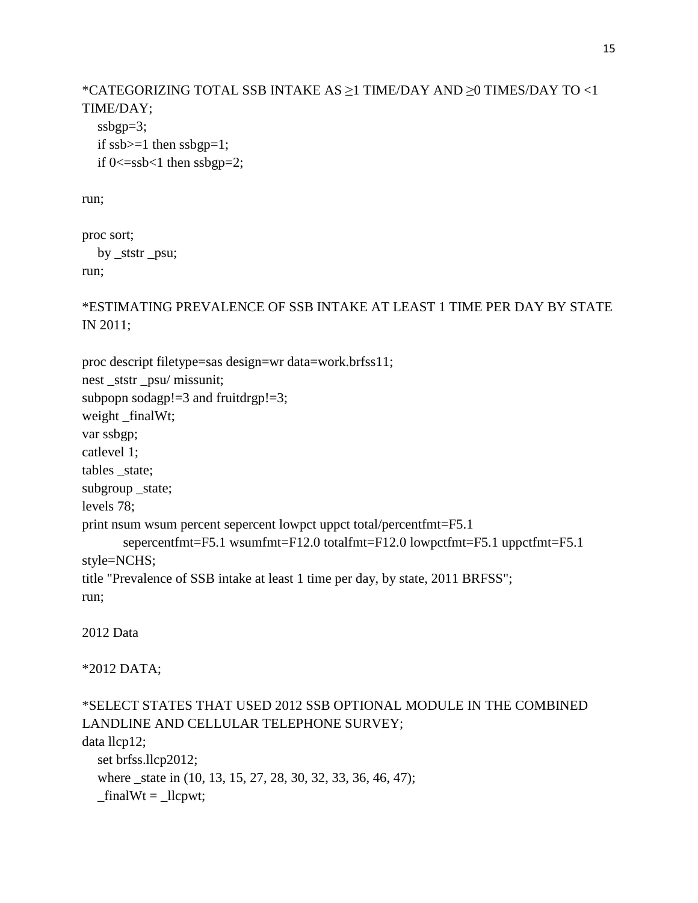```
*CATEGORIZING TOTAL SSB INTAKE AS ≥1 TIME/DAY AND ≥0 TIMES/DAY TO <1 TIME/DAY;
   ssbgp=3;
   if ssb>=1 then ssbgp=1;
   if 0<=ssb<1 then ssbgp=2;

run;

proc sort;
   by _ststr _psu;
run;

*ESTIMATING PREVALENCE OF SSB INTAKE AT LEAST 1 TIME PER DAY BY STATE IN 2011;

proc descript filetype=sas design=wr data=work.brfss11;
nest _ststr _psu/ missunit;
subpopn sodagp!=3 and fruitdrgp!=3;
weight _finalWt;
var ssbgp;
catlevel 1;
tables _state;
subgroup _state;
levels 78;
print nsum wsum percent sepercent lowpct uppct total/percentfmt=F5.1
        sepercentfmt=F5.1 wsumfmt=F12.0 totalfmt=F12.0 lowpctfmt=F5.1 uppctfmt=F5.1
style=NCHS;
title "Prevalence of SSB intake at least 1 time per day, by state, 2011 BRFSS";
run;
```

2012 Data

```
*2012 DATA;

*SELECT STATES THAT USED 2012 SSB OPTIONAL MODULE IN THE COMBINED LANDLINE AND CELLULAR TELEPHONE SURVEY;
data llcp12;
   set brfss.llcp2012;
   where _state in (10, 13, 15, 27, 28, 30, 32, 33, 36, 46, 47);
   _finalWt = _llcpwt;
```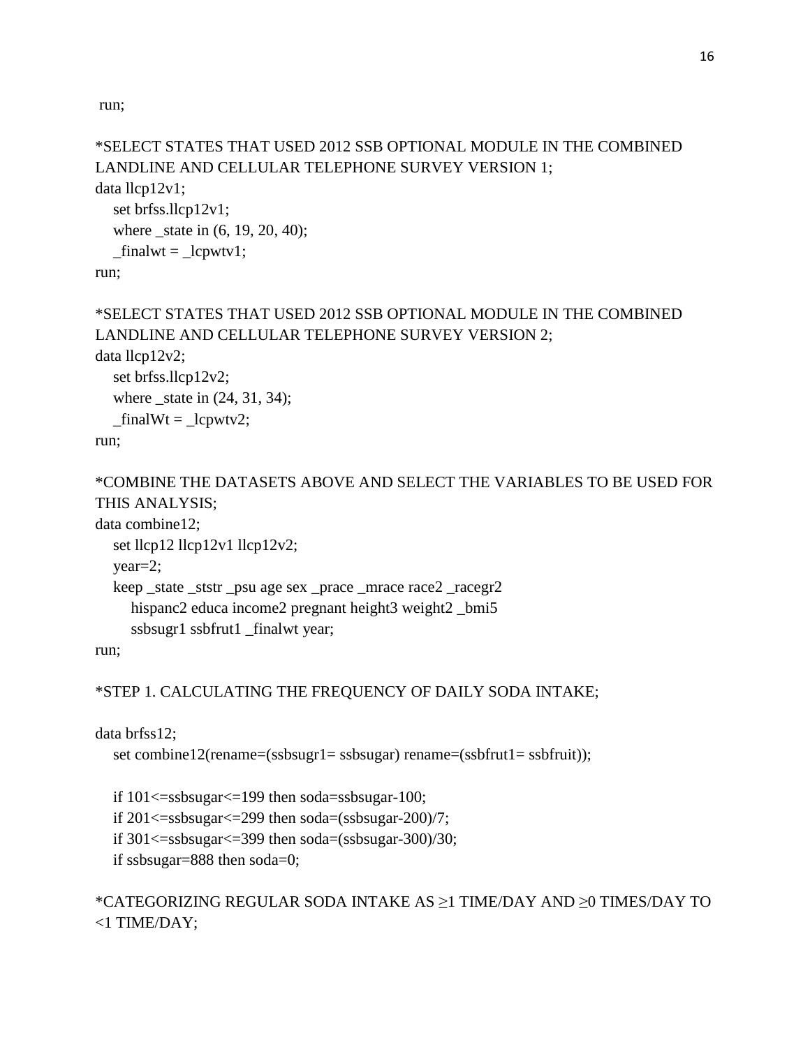```
 run;

*SELECT STATES THAT USED 2012 SSB OPTIONAL MODULE IN THE COMBINED
LANDLINE AND CELLULAR TELEPHONE SURVEY VERSION 1;
data llcp12v1;
   set brfss.llcp12v1;
   where _state in (6, 19, 20, 40);
   _finalwt = _lcpwtv1;
run;

*SELECT STATES THAT USED 2012 SSB OPTIONAL MODULE IN THE COMBINED
LANDLINE AND CELLULAR TELEPHONE SURVEY VERSION 2;
data llcp12v2;
   set brfss.llcp12v2;
   where _state in (24, 31, 34);
   _finalWt = _lcpwtv2;
run;

*COMBINE THE DATASETS ABOVE AND SELECT THE VARIABLES TO BE USED FOR
THIS ANALYSIS;
data combine12;
   set llcp12 llcp12v1 llcp12v2;
   year=2;
   keep _state _ststr _psu age sex _prace _mrace race2 _racegr2
      hispanc2 educa income2 pregnant height3 weight2 _bmi5
      ssbsugr1 ssbfrut1 _finalwt year;
run;

*STEP 1. CALCULATING THE FREQUENCY OF DAILY SODA INTAKE;

data brfss12;
   set combine12(rename=(ssbsugr1= ssbsugar) rename=(ssbfrut1= ssbfruit));

   if 101<=ssbsugar<=199 then soda=ssbsugar-100;
   if 201<=ssbsugar<=299 then soda=(ssbsugar-200)/7;
   if 301<=ssbsugar<=399 then soda=(ssbsugar-300)/30;
   if ssbsugar=888 then soda=0;

*CATEGORIZING REGULAR SODA INTAKE AS ≥1 TIME/DAY AND ≥0 TIMES/DAY TO
<1 TIME/DAY;
```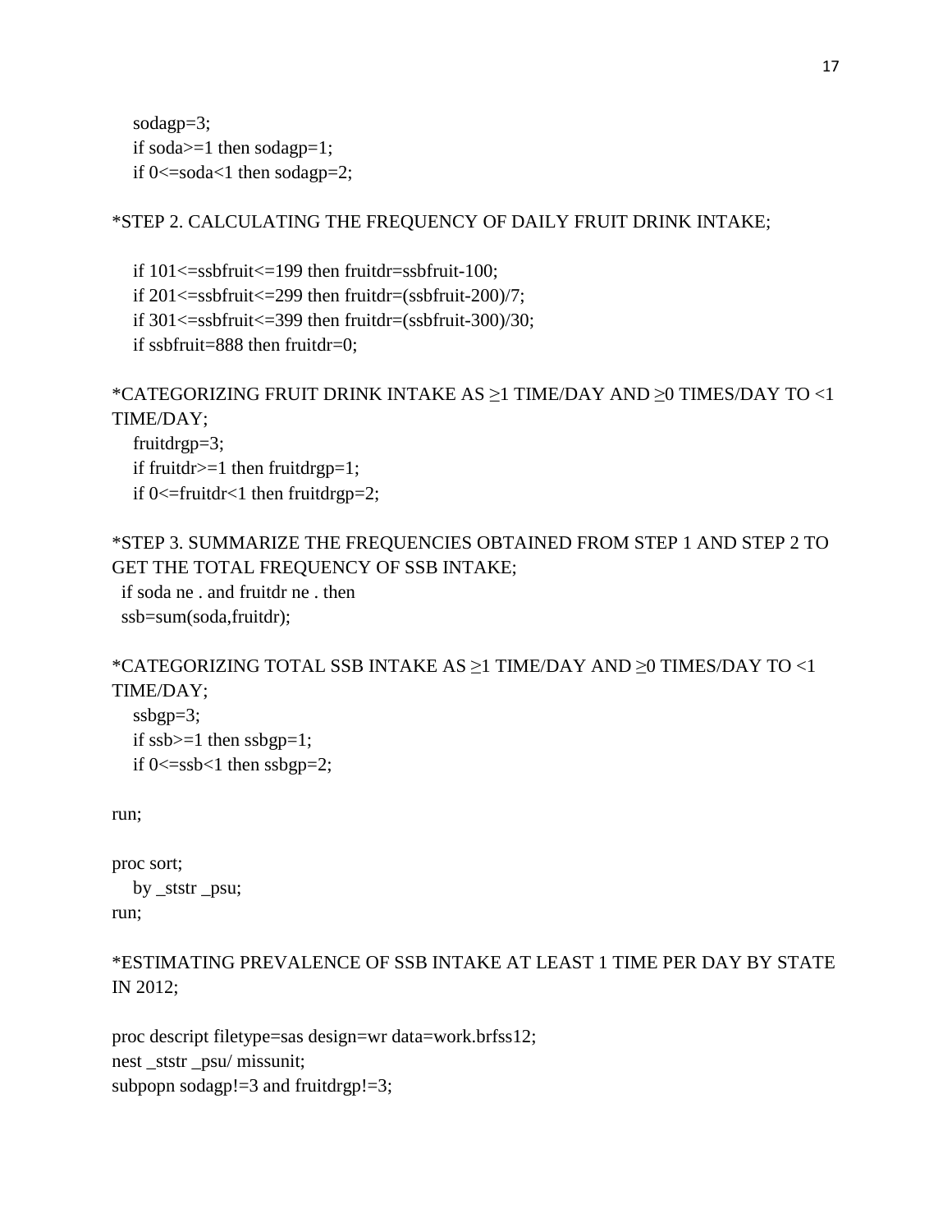```
   sodagp=3;
   if soda>=1 then sodagp=1;
   if 0<=soda<1 then sodagp=2;

*STEP 2. CALCULATING THE FREQUENCY OF DAILY FRUIT DRINK INTAKE;

   if 101<=ssbfruit<=199 then fruitdr=ssbfruit-100;
   if 201<=ssbfruit<=299 then fruitdr=(ssbfruit-200)/7;
   if 301<=ssbfruit<=399 then fruitdr=(ssbfruit-300)/30;
   if ssbfruit=888 then fruitdr=0;

*CATEGORIZING FRUIT DRINK INTAKE AS ≥1 TIME/DAY AND ≥0 TIMES/DAY TO <1 TIME/DAY;
   fruitdrgp=3;
   if fruitdr>=1 then fruitdrgp=1;
   if 0<=fruitdr<1 then fruitdrgp=2;

*STEP 3. SUMMARIZE THE FREQUENCIES OBTAINED FROM STEP 1 AND STEP 2 TO GET THE TOTAL FREQUENCY OF SSB INTAKE;
  if soda ne . and fruitdr ne . then
  ssb=sum(soda,fruitdr);

*CATEGORIZING TOTAL SSB INTAKE AS ≥1 TIME/DAY AND ≥0 TIMES/DAY TO <1 TIME/DAY;
   ssbgp=3;
   if ssb>=1 then ssbgp=1;
   if 0<=ssb<1 then ssbgp=2;

run;

proc sort;
   by _ststr _psu;
run;

*ESTIMATING PREVALENCE OF SSB INTAKE AT LEAST 1 TIME PER DAY BY STATE IN 2012;

proc descript filetype=sas design=wr data=work.brfss12;
nest _ststr _psu/ missunit;
subpopn sodagp!=3 and fruitdrgp!=3;
```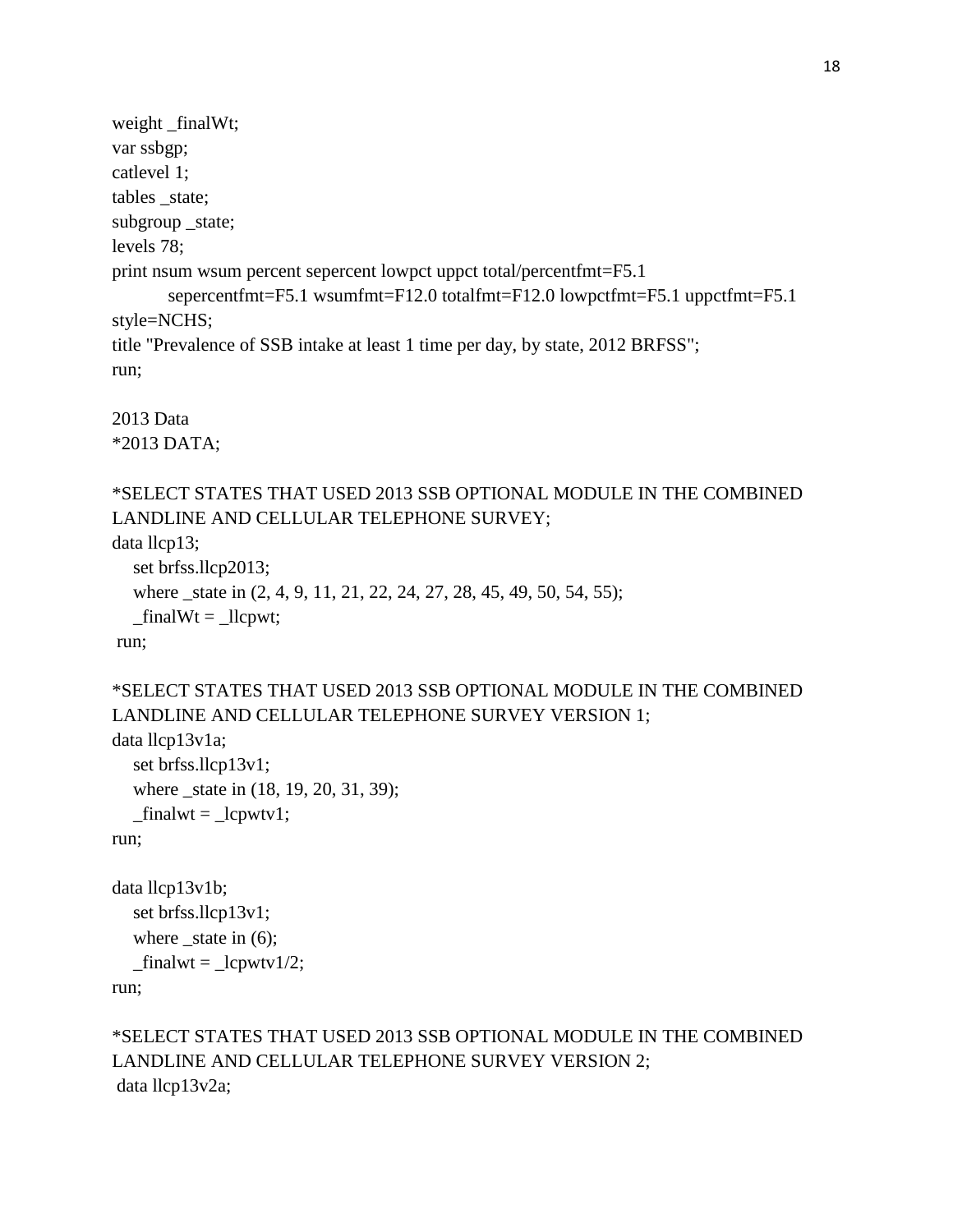```
weight _finalWt;
var ssbgp;
catlevel 1;
tables _state;
subgroup _state;
levels 78;
print nsum wsum percent sepercent lowpct uppct total/percentfmt=F5.1
        sepercentfmt=F5.1 wsumfmt=F12.0 totalfmt=F12.0 lowpctfmt=F5.1 uppctfmt=F5.1
style=NCHS;
title "Prevalence of SSB intake at least 1 time per day, by state, 2012 BRFSS";
run;
```

2013 Data

```
*2013 DATA;

*SELECT STATES THAT USED 2013 SSB OPTIONAL MODULE IN THE COMBINED
LANDLINE AND CELLULAR TELEPHONE SURVEY;
data llcp13;
   set brfss.llcp2013;
   where _state in (2, 4, 9, 11, 21, 22, 24, 27, 28, 45, 49, 50, 54, 55);
   _finalWt = _llcpwt;
 run;

*SELECT STATES THAT USED 2013 SSB OPTIONAL MODULE IN THE COMBINED
LANDLINE AND CELLULAR TELEPHONE SURVEY VERSION 1;
data llcp13v1a;
   set brfss.llcp13v1;
   where _state in (18, 19, 20, 31, 39);
   _finalwt = _lcpwtv1;
run;

data llcp13v1b;
   set brfss.llcp13v1;
   where _state in (6);
   _finalwt = _lcpwtv1/2;
run;

*SELECT STATES THAT USED 2013 SSB OPTIONAL MODULE IN THE COMBINED
LANDLINE AND CELLULAR TELEPHONE SURVEY VERSION 2;
 data llcp13v2a;
```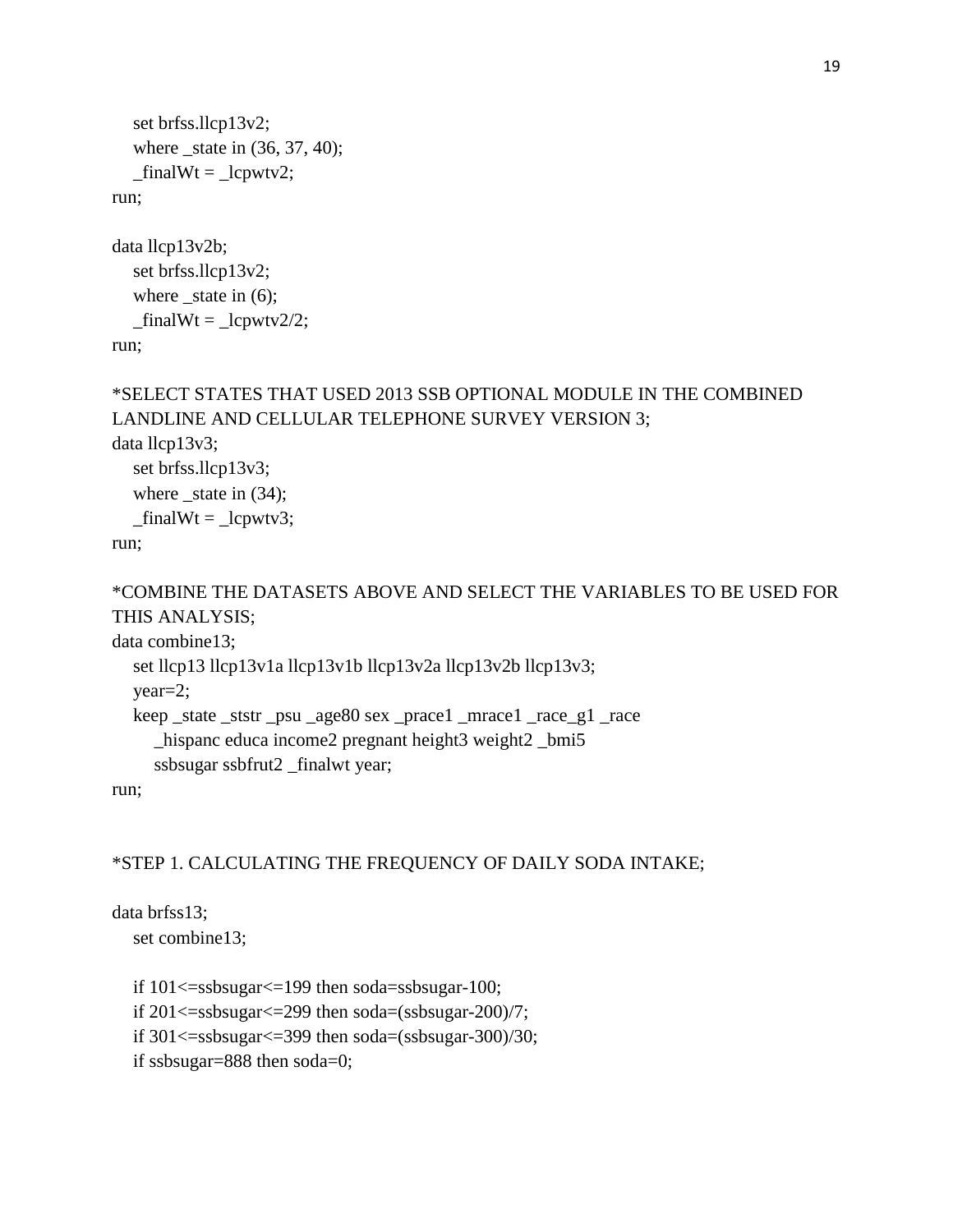```
   set brfss.llcp13v2;
   where _state in (36, 37, 40);
   _finalWt = _lcpwtv2;
run;

data llcp13v2b;
   set brfss.llcp13v2;
   where _state in (6);
   _finalWt = _lcpwtv2/2;
run;

*SELECT STATES THAT USED 2013 SSB OPTIONAL MODULE IN THE COMBINED
LANDLINE AND CELLULAR TELEPHONE SURVEY VERSION 3;
data llcp13v3;
   set brfss.llcp13v3;
   where _state in (34);
   _finalWt = _lcpwtv3;
run;

*COMBINE THE DATASETS ABOVE AND SELECT THE VARIABLES TO BE USED FOR
THIS ANALYSIS;
data combine13;
   set llcp13 llcp13v1a llcp13v1b llcp13v2a llcp13v2b llcp13v3;
   year=2;
   keep _state _ststr _psu _age80 sex _prace1 _mrace1 _race_g1 _race
      _hispanc educa income2 pregnant height3 weight2 _bmi5
      ssbsugar ssbfrut2 _finalwt year;
run;


*STEP 1. CALCULATING THE FREQUENCY OF DAILY SODA INTAKE;

data brfss13;
   set combine13;

   if 101<=ssbsugar<=199 then soda=ssbsugar-100;
   if 201<=ssbsugar<=299 then soda=(ssbsugar-200)/7;
   if 301<=ssbsugar<=399 then soda=(ssbsugar-300)/30;
   if ssbsugar=888 then soda=0;
```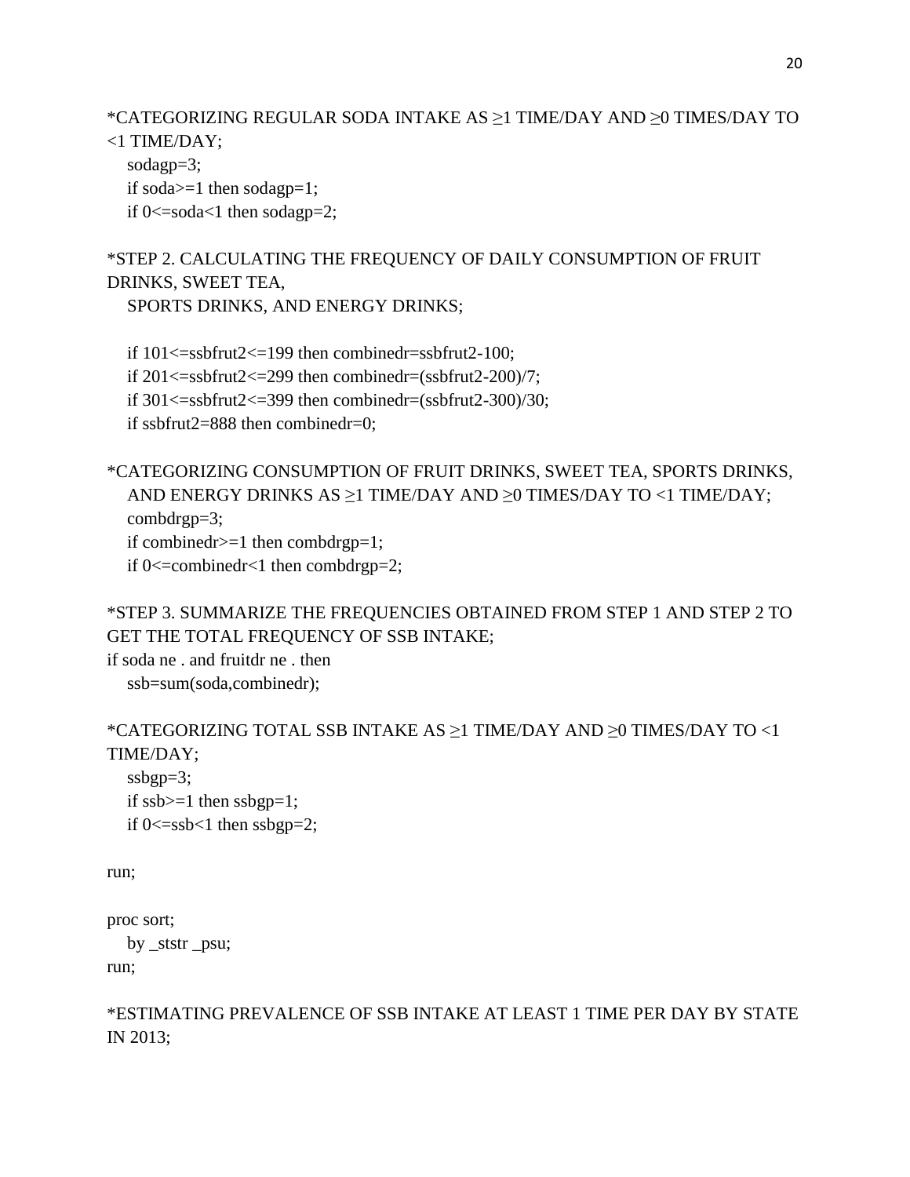```
*CATEGORIZING REGULAR SODA INTAKE AS ≥1 TIME/DAY AND ≥0 TIMES/DAY TO
<1 TIME/DAY;
   sodagp=3;
   if soda>=1 then sodagp=1;
   if 0<=soda<1 then sodagp=2;

*STEP 2. CALCULATING THE FREQUENCY OF DAILY CONSUMPTION OF FRUIT
DRINKS, SWEET TEA,
   SPORTS DRINKS, AND ENERGY DRINKS;

   if 101<=ssbfrut2<=199 then combinedr=ssbfrut2-100;
   if 201<=ssbfrut2<=299 then combinedr=(ssbfrut2-200)/7;
   if 301<=ssbfrut2<=399 then combinedr=(ssbfrut2-300)/30;
   if ssbfrut2=888 then combinedr=0;

*CATEGORIZING CONSUMPTION OF FRUIT DRINKS, SWEET TEA, SPORTS DRINKS,
   AND ENERGY DRINKS AS ≥1 TIME/DAY AND ≥0 TIMES/DAY TO <1 TIME/DAY;
   combdrgp=3;
   if combinedr>=1 then combdrgp=1;
   if 0<=combinedr<1 then combdrgp=2;

*STEP 3. SUMMARIZE THE FREQUENCIES OBTAINED FROM STEP 1 AND STEP 2 TO
GET THE TOTAL FREQUENCY OF SSB INTAKE;
if soda ne . and fruitdr ne . then
   ssb=sum(soda,combinedr);

*CATEGORIZING TOTAL SSB INTAKE AS ≥1 TIME/DAY AND ≥0 TIMES/DAY TO <1
TIME/DAY;
   ssbgp=3;
   if ssb>=1 then ssbgp=1;
   if 0<=ssb<1 then ssbgp=2;

run;

proc sort;
   by _ststr _psu;
run;

*ESTIMATING PREVALENCE OF SSB INTAKE AT LEAST 1 TIME PER DAY BY STATE
IN 2013;
```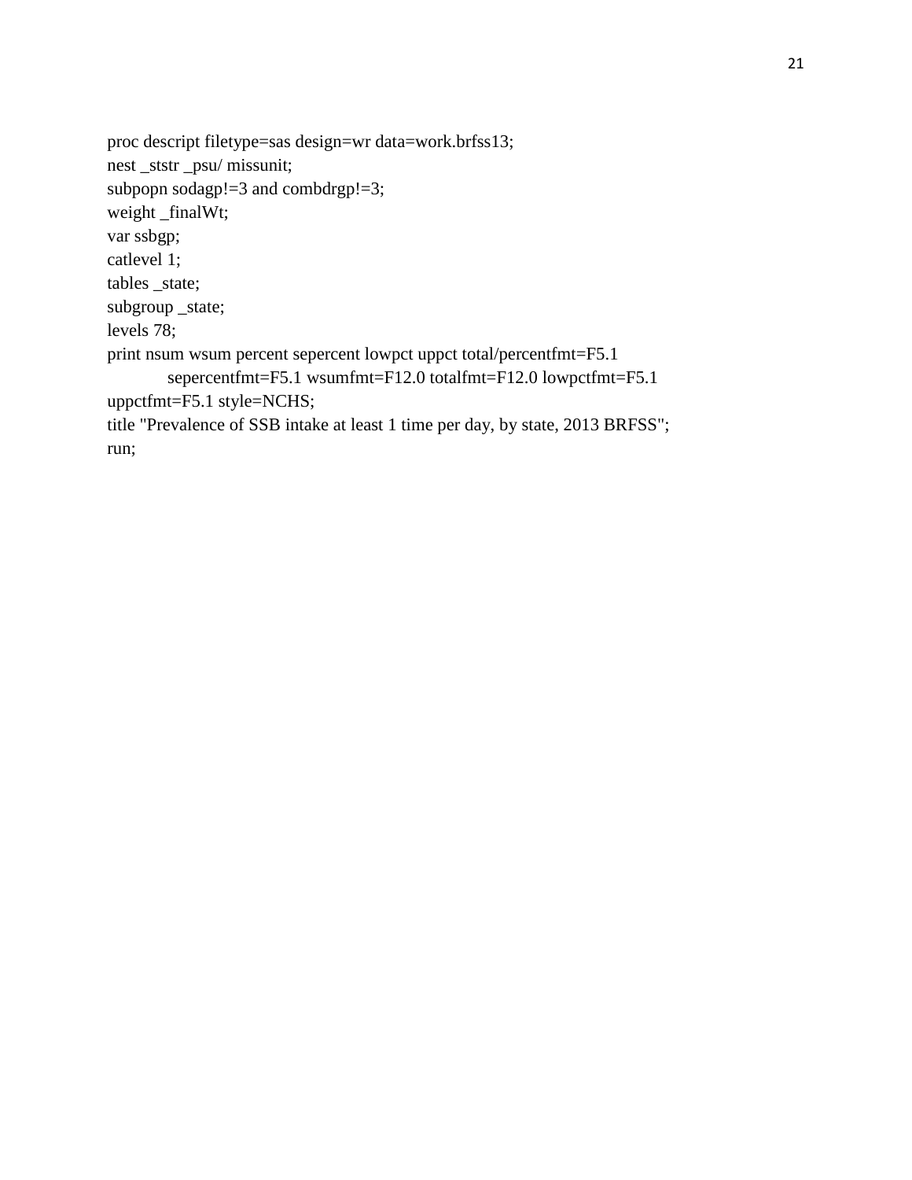```
proc descript filetype=sas design=wr data=work.brfss13;
nest _ststr _psu/ missunit;
subpopn sodagp!=3 and combdrgp!=3;
weight _finalWt;
var ssbgp;
catlevel 1;
tables _state;
subgroup _state;
levels 78;
print nsum wsum percent sepercent lowpct uppct total/percentfmt=F5.1
        sepercentfmt=F5.1 wsumfmt=F12.0 totalfmt=F12.0 lowpctfmt=F5.1
uppctfmt=F5.1 style=NCHS;
title "Prevalence of SSB intake at least 1 time per day, by state, 2013 BRFSS";
run;
```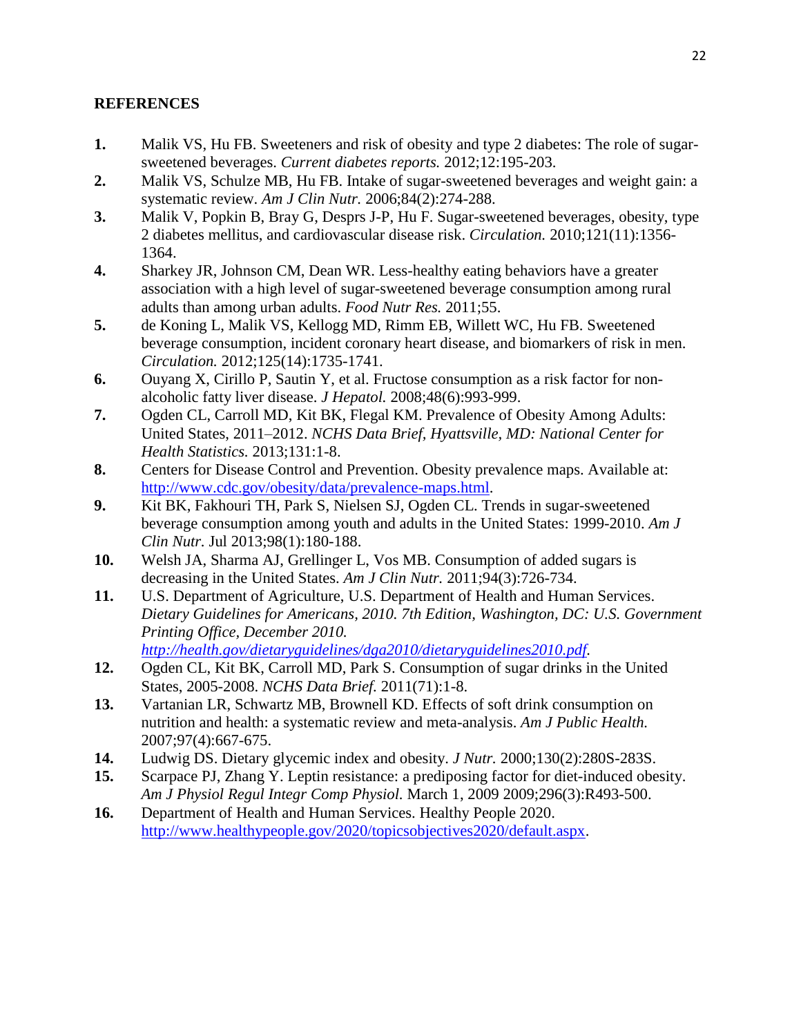**REFERENCES**

1. Malik VS, Hu FB. Sweeteners and risk of obesity and type 2 diabetes: The role of sugar-sweetened beverages. *Current diabetes reports.* 2012;12:195-203.
2. Malik VS, Schulze MB, Hu FB. Intake of sugar-sweetened beverages and weight gain: a systematic review. *Am J Clin Nutr.* 2006;84(2):274-288.
3. Malik V, Popkin B, Bray G, Desprs J-P, Hu F. Sugar-sweetened beverages, obesity, type 2 diabetes mellitus, and cardiovascular disease risk. *Circulation.* 2010;121(11):1356-1364.
4. Sharkey JR, Johnson CM, Dean WR. Less-healthy eating behaviors have a greater association with a high level of sugar-sweetened beverage consumption among rural adults than among urban adults. *Food Nutr Res.* 2011;55.
5. de Koning L, Malik VS, Kellogg MD, Rimm EB, Willett WC, Hu FB. Sweetened beverage consumption, incident coronary heart disease, and biomarkers of risk in men. *Circulation.* 2012;125(14):1735-1741.
6. Ouyang X, Cirillo P, Sautin Y, et al. Fructose consumption as a risk factor for non-alcoholic fatty liver disease. *J Hepatol.* 2008;48(6):993-999.
7. Ogden CL, Carroll MD, Kit BK, Flegal KM. Prevalence of Obesity Among Adults: United States, 2011–2012. *NCHS Data Brief, Hyattsville, MD: National Center for Health Statistics.* 2013;131:1-8.
8. Centers for Disease Control and Prevention. Obesity prevalence maps. Available at: http://www.cdc.gov/obesity/data/prevalence-maps.html.
9. Kit BK, Fakhouri TH, Park S, Nielsen SJ, Ogden CL. Trends in sugar-sweetened beverage consumption among youth and adults in the United States: 1999-2010. *Am J Clin Nutr.* Jul 2013;98(1):180-188.
10. Welsh JA, Sharma AJ, Grellinger L, Vos MB. Consumption of added sugars is decreasing in the United States. *Am J Clin Nutr.* 2011;94(3):726-734.
11. U.S. Department of Agriculture, U.S. Department of Health and Human Services. *Dietary Guidelines for Americans, 2010. 7th Edition, Washington, DC: U.S. Government Printing Office, December 2010. http://health.gov/dietaryguidelines/dga2010/dietaryguidelines2010.pdf.*
12. Ogden CL, Kit BK, Carroll MD, Park S. Consumption of sugar drinks in the United States, 2005-2008. *NCHS Data Brief.* 2011(71):1-8.
13. Vartanian LR, Schwartz MB, Brownell KD. Effects of soft drink consumption on nutrition and health: a systematic review and meta-analysis. *Am J Public Health.* 2007;97(4):667-675.
14. Ludwig DS. Dietary glycemic index and obesity. *J Nutr.* 2000;130(2):280S-283S.
15. Scarpace PJ, Zhang Y. Leptin resistance: a prediposing factor for diet-induced obesity. *Am J Physiol Regul Integr Comp Physiol.* March 1, 2009 2009;296(3):R493-500.
16. Department of Health and Human Services. Healthy People 2020. http://www.healthypeople.gov/2020/topicsobjectives2020/default.aspx.